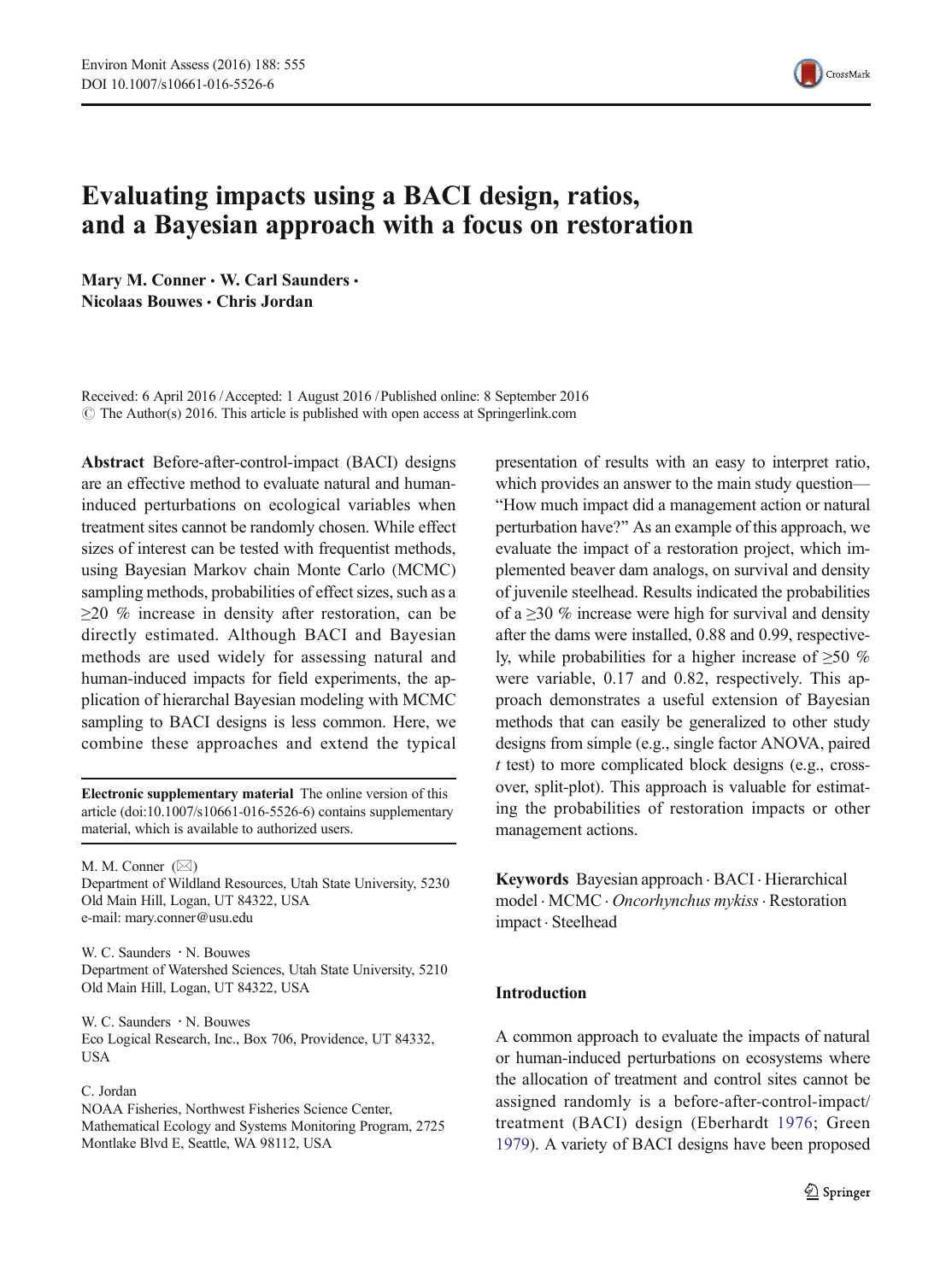# Evaluating impacts using a BACI design, ratios, and a Bayesian approach with a focus on restoration

**Mary M. Conner · W. Carl Saunders · Nicolaas Bouwes · Chris Jordan**

Received: 6 April 2016 / Accepted: 1 August 2016 / Published online: 8 September 2016
© The Author(s) 2016. This article is published with open access at Springerlink.com

**Abstract** Before-after-control-impact (BACI) designs are an effective method to evaluate natural and human-induced perturbations on ecological variables when treatment sites cannot be randomly chosen. While effect sizes of interest can be tested with frequentist methods, using Bayesian Markov chain Monte Carlo (MCMC) sampling methods, probabilities of effect sizes, such as a ≥20 % increase in density after restoration, can be directly estimated. Although BACI and Bayesian methods are used widely for assessing natural and human-induced impacts for field experiments, the application of hierarchical Bayesian modeling with MCMC sampling to BACI designs is less common. Here, we combine these approaches and extend the typical presentation of results with an easy to interpret ratio, which provides an answer to the main study question—"How much impact did a management action or natural perturbation have?" As an example of this approach, we evaluate the impact of a restoration project, which implemented beaver dam analogs, on survival and density of juvenile steelhead. Results indicated the probabilities of a ≥30 % increase were high for survival and density after the dams were installed, 0.88 and 0.99, respectively, while probabilities for a higher increase of ≥50 % were variable, 0.17 and 0.82, respectively. This approach demonstrates a useful extension of Bayesian methods that can easily be generalized to other study designs from simple (e.g., single factor ANOVA, paired *t* test) to more complicated block designs (e.g., crossover, split-plot). This approach is valuable for estimating the probabilities of restoration impacts or other management actions.

**Keywords** Bayesian approach · BACI · Hierarchical model · MCMC · *Oncorhynchus mykiss* · Restoration impact · Steelhead

**Electronic supplementary material** The online version of this article (doi:10.1007/s10661-016-5526-6) contains supplementary material, which is available to authorized users.

M. M. Conner (✉)
Department of Wildland Resources, Utah State University, 5230 Old Main Hill, Logan, UT 84322, USA
e-mail: mary.conner@usu.edu

W. C. Saunders · N. Bouwes
Department of Watershed Sciences, Utah State University, 5210 Old Main Hill, Logan, UT 84322, USA

W. C. Saunders · N. Bouwes
Eco Logical Research, Inc., Box 706, Providence, UT 84332, USA

C. Jordan
NOAA Fisheries, Northwest Fisheries Science Center, Mathematical Ecology and Systems Monitoring Program, 2725 Montlake Blvd E, Seattle, WA 98112, USA

## Introduction

A common approach to evaluate the impacts of natural or human-induced perturbations on ecosystems where the allocation of treatment and control sites cannot be assigned randomly is a before-after-control-impact/treatment (BACI) design (Eberhardt 1976; Green 1979). A variety of BACI designs have been proposed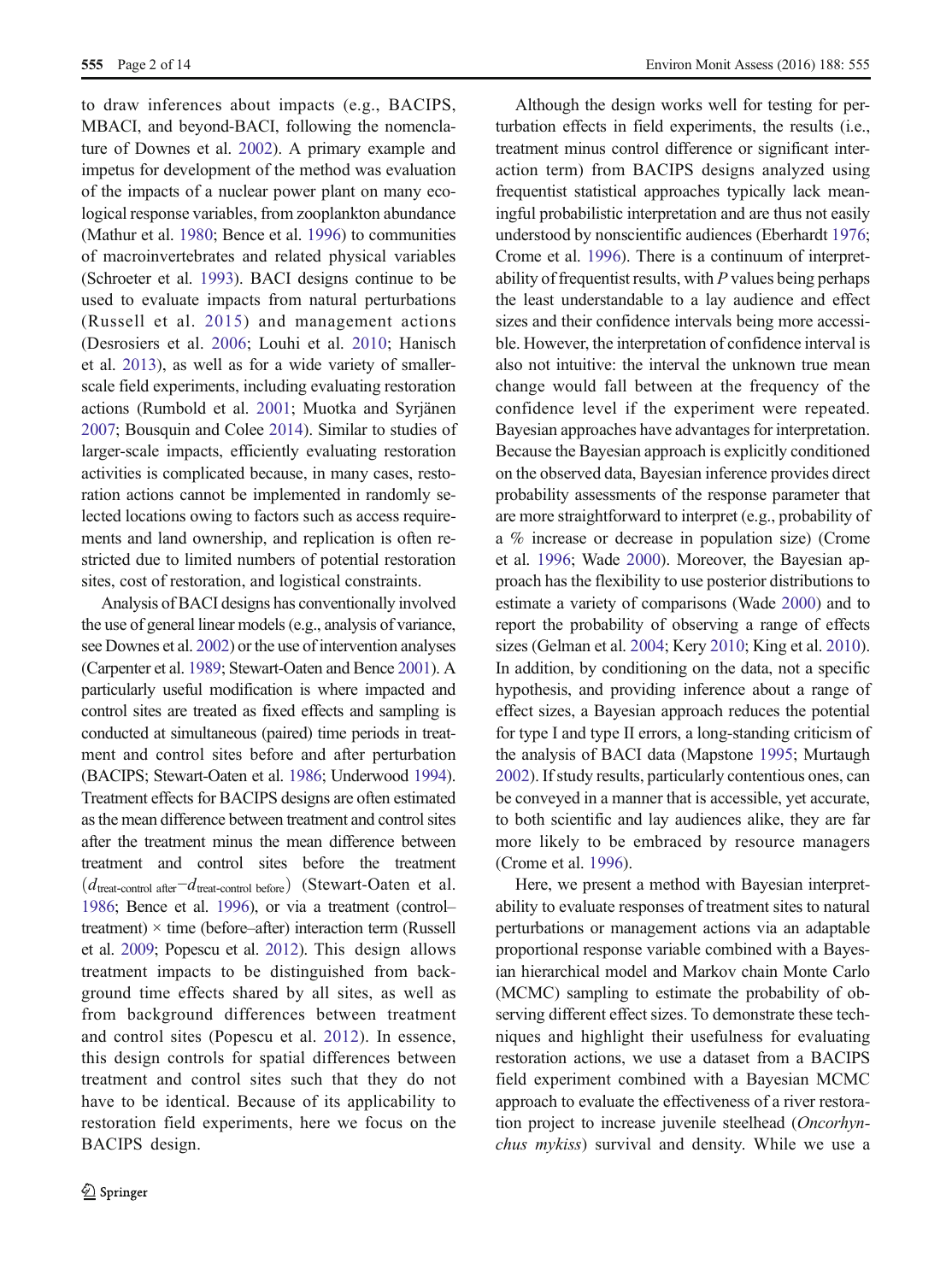to draw inferences about impacts (e.g., BACIPS, MBACI, and beyond-BACI, following the nomenclature of Downes et al. 2002). A primary example and impetus for development of the method was evaluation of the impacts of a nuclear power plant on many ecological response variables, from zooplankton abundance (Mathur et al. 1980; Bence et al. 1996) to communities of macroinvertebrates and related physical variables (Schroeter et al. 1993). BACI designs continue to be used to evaluate impacts from natural perturbations (Russell et al. 2015) and management actions (Desrosiers et al. 2006; Louhi et al. 2010; Hanisch et al. 2013), as well as for a wide variety of smaller-scale field experiments, including evaluating restoration actions (Rumbold et al. 2001; Muotka and Syrjänen 2007; Bousquin and Colee 2014). Similar to studies of larger-scale impacts, efficiently evaluating restoration activities is complicated because, in many cases, restoration actions cannot be implemented in randomly selected locations owing to factors such as access requirements and land ownership, and replication is often restricted due to limited numbers of potential restoration sites, cost of restoration, and logistical constraints.

Analysis of BACI designs has conventionally involved the use of general linear models (e.g., analysis of variance, see Downes et al. 2002) or the use of intervention analyses (Carpenter et al. 1989; Stewart-Oaten and Bence 2001). A particularly useful modification is where impacted and control sites are treated as fixed effects and sampling is conducted at simultaneous (paired) time periods in treatment and control sites before and after perturbation (BACIPS; Stewart-Oaten et al. 1986; Underwood 1994). Treatment effects for BACIPS designs are often estimated as the mean difference between treatment and control sites after the treatment minus the mean difference between treatment and control sites before the treatment ($d_{\text{treat-control after}} - d_{\text{treat-control before}}$) (Stewart-Oaten et al. 1986; Bence et al. 1996), or via a treatment (control–treatment) × time (before–after) interaction term (Russell et al. 2009; Popescu et al. 2012). This design allows treatment impacts to be distinguished from background time effects shared by all sites, as well as from background differences between treatment and control sites (Popescu et al. 2012). In essence, this design controls for spatial differences between treatment and control sites such that they do not have to be identical. Because of its applicability to restoration field experiments, here we focus on the BACIPS design.

Although the design works well for testing for perturbation effects in field experiments, the results (i.e., treatment minus control difference or significant interaction term) from BACIPS designs analyzed using frequentist statistical approaches typically lack meaningful probabilistic interpretation and are thus not easily understood by nonscientific audiences (Eberhardt 1976; Crome et al. 1996). There is a continuum of interpretability of frequentist results, with *P* values being perhaps the least understandable to a lay audience and effect sizes and their confidence intervals being more accessible. However, the interpretation of confidence interval is also not intuitive: the interval the unknown true mean change would fall between at the frequency of the confidence level if the experiment were repeated. Bayesian approaches have advantages for interpretation. Because the Bayesian approach is explicitly conditioned on the observed data, Bayesian inference provides direct probability assessments of the response parameter that are more straightforward to interpret (e.g., probability of a % increase or decrease in population size) (Crome et al. 1996; Wade 2000). Moreover, the Bayesian approach has the flexibility to use posterior distributions to estimate a variety of comparisons (Wade 2000) and to report the probability of observing a range of effects sizes (Gelman et al. 2004; Kery 2010; King et al. 2010). In addition, by conditioning on the data, not a specific hypothesis, and providing inference about a range of effect sizes, a Bayesian approach reduces the potential for type I and type II errors, a long-standing criticism of the analysis of BACI data (Mapstone 1995; Murtaugh 2002). If study results, particularly contentious ones, can be conveyed in a manner that is accessible, yet accurate, to both scientific and lay audiences alike, they are far more likely to be embraced by resource managers (Crome et al. 1996).

Here, we present a method with Bayesian interpretability to evaluate responses of treatment sites to natural perturbations or management actions via an adaptable proportional response variable combined with a Bayesian hierarchical model and Markov chain Monte Carlo (MCMC) sampling to estimate the probability of observing different effect sizes. To demonstrate these techniques and highlight their usefulness for evaluating restoration actions, we use a dataset from a BACIPS field experiment combined with a Bayesian MCMC approach to evaluate the effectiveness of a river restoration project to increase juvenile steelhead (*Oncorhynchus mykiss*) survival and density. While we use a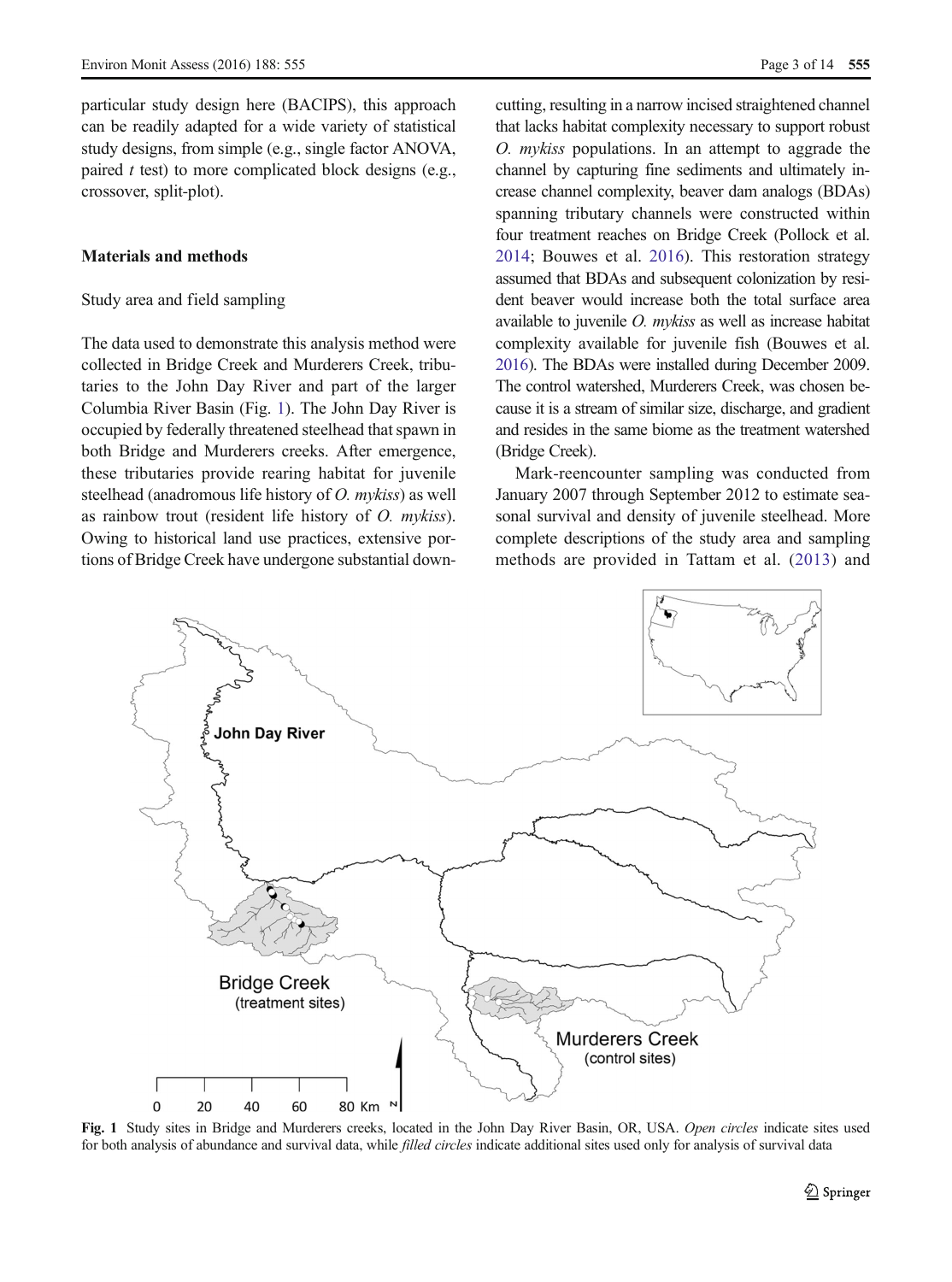particular study design here (BACIPS), this approach can be readily adapted for a wide variety of statistical study designs, from simple (e.g., single factor ANOVA, paired *t* test) to more complicated block designs (e.g., crossover, split-plot).

## Materials and methods

### Study area and field sampling

The data used to demonstrate this analysis method were collected in Bridge Creek and Murderers Creek, tributaries to the John Day River and part of the larger Columbia River Basin (Fig. 1). The John Day River is occupied by federally threatened steelhead that spawn in both Bridge and Murderers creeks. After emergence, these tributaries provide rearing habitat for juvenile steelhead (anadromous life history of *O. mykiss*) as well as rainbow trout (resident life history of *O. mykiss*). Owing to historical land use practices, extensive portions of Bridge Creek have undergone substantial downcutting, resulting in a narrow incised straightened channel that lacks habitat complexity necessary to support robust *O. mykiss* populations. In an attempt to aggrade the channel by capturing fine sediments and ultimately increase channel complexity, beaver dam analogs (BDAs) spanning tributary channels were constructed within four treatment reaches on Bridge Creek (Pollock et al. 2014; Bouwes et al. 2016). This restoration strategy assumed that BDAs and subsequent colonization by resident beaver would increase both the total surface area available to juvenile *O. mykiss* as well as increase habitat complexity available for juvenile fish (Bouwes et al. 2016). The BDAs were installed during December 2009. The control watershed, Murderers Creek, was chosen because it is a stream of similar size, discharge, and gradient and resides in the same biome as the treatment watershed (Bridge Creek).

Mark-reencounter sampling was conducted from January 2007 through September 2012 to estimate seasonal survival and density of juvenile steelhead. More complete descriptions of the study area and sampling methods are provided in Tattam et al. (2013) and

**Fig. 1** Study sites in Bridge and Murderers creeks, located in the John Day River Basin, OR, USA. *Open circles* indicate sites used for both analysis of abundance and survival data, while *filled circles* indicate additional sites used only for analysis of survival data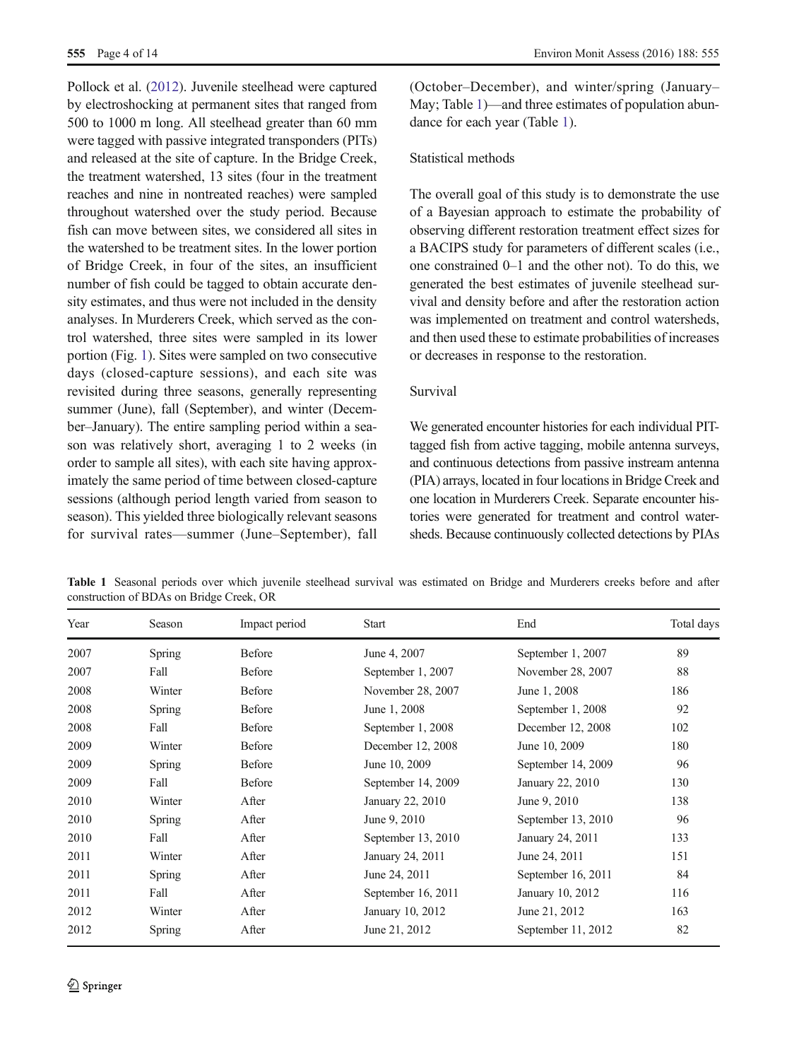Pollock et al. (2012). Juvenile steelhead were captured by electroshocking at permanent sites that ranged from 500 to 1000 m long. All steelhead greater than 60 mm were tagged with passive integrated transponders (PITs) and released at the site of capture. In the Bridge Creek, the treatment watershed, 13 sites (four in the treatment reaches and nine in nontreated reaches) were sampled throughout watershed over the study period. Because fish can move between sites, we considered all sites in the watershed to be treatment sites. In the lower portion of Bridge Creek, in four of the sites, an insufficient number of fish could be tagged to obtain accurate density estimates, and thus were not included in the density analyses. In Murderers Creek, which served as the control watershed, three sites were sampled in its lower portion (Fig. 1). Sites were sampled on two consecutive days (closed-capture sessions), and each site was revisited during three seasons, generally representing summer (June), fall (September), and winter (December–January). The entire sampling period within a season was relatively short, averaging 1 to 2 weeks (in order to sample all sites), with each site having approximately the same period of time between closed-capture sessions (although period length varied from season to season). This yielded three biologically relevant seasons for survival rates—summer (June–September), fall (October–December), and winter/spring (January–May; Table 1)—and three estimates of population abundance for each year (Table 1).

## Statistical methods

The overall goal of this study is to demonstrate the use of a Bayesian approach to estimate the probability of observing different restoration treatment effect sizes for a BACIPS study for parameters of different scales (i.e., one constrained 0–1 and the other not). To do this, we generated the best estimates of juvenile steelhead survival and density before and after the restoration action was implemented on treatment and control watersheds, and then used these to estimate probabilities of increases or decreases in response to the restoration.

### Survival

We generated encounter histories for each individual PIT-tagged fish from active tagging, mobile antenna surveys, and continuous detections from passive instream antenna (PIA) arrays, located in four locations in Bridge Creek and one location in Murderers Creek. Separate encounter histories were generated for treatment and control watersheds. Because continuously collected detections by PIAs

**Table 1** Seasonal periods over which juvenile steelhead survival was estimated on Bridge and Murderers creeks before and after construction of BDAs on Bridge Creek, OR

| Year | Season | Impact period | Start | End | Total days |
|---|---|---|---|---|---|
| 2007 | Spring | Before | June 4, 2007 | September 1, 2007 | 89 |
| 2007 | Fall | Before | September 1, 2007 | November 28, 2007 | 88 |
| 2008 | Winter | Before | November 28, 2007 | June 1, 2008 | 186 |
| 2008 | Spring | Before | June 1, 2008 | September 1, 2008 | 92 |
| 2008 | Fall | Before | September 1, 2008 | December 12, 2008 | 102 |
| 2009 | Winter | Before | December 12, 2008 | June 10, 2009 | 180 |
| 2009 | Spring | Before | June 10, 2009 | September 14, 2009 | 96 |
| 2009 | Fall | Before | September 14, 2009 | January 22, 2010 | 130 |
| 2010 | Winter | After | January 22, 2010 | June 9, 2010 | 138 |
| 2010 | Spring | After | June 9, 2010 | September 13, 2010 | 96 |
| 2010 | Fall | After | September 13, 2010 | January 24, 2011 | 133 |
| 2011 | Winter | After | January 24, 2011 | June 24, 2011 | 151 |
| 2011 | Spring | After | June 24, 2011 | September 16, 2011 | 84 |
| 2011 | Fall | After | September 16, 2011 | January 10, 2012 | 116 |
| 2012 | Winter | After | January 10, 2012 | June 21, 2012 | 163 |
| 2012 | Spring | After | June 21, 2012 | September 11, 2012 | 82 |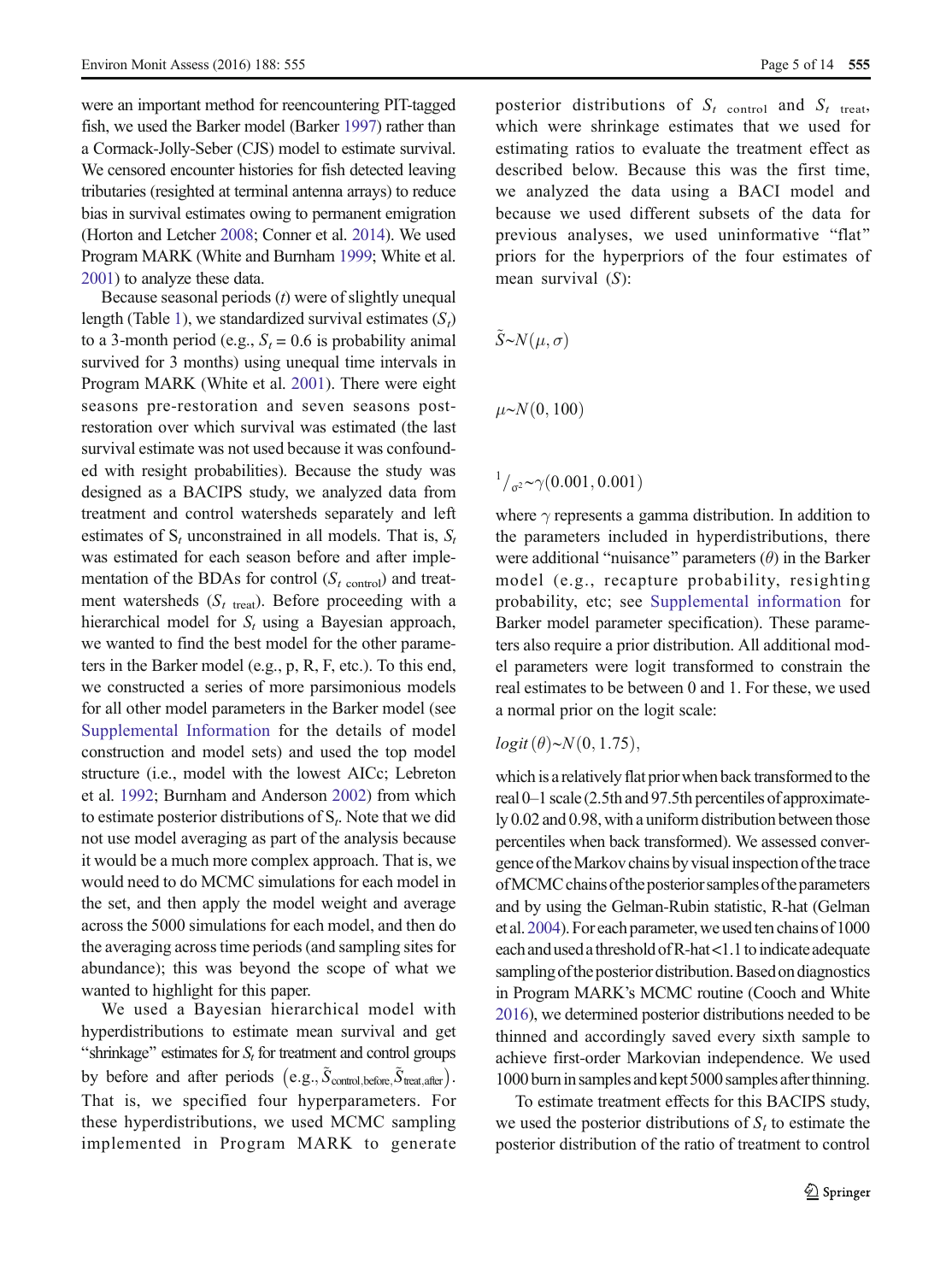were an important method for reencountering PIT-tagged fish, we used the Barker model (Barker 1997) rather than a Cormack-Jolly-Seber (CJS) model to estimate survival. We censored encounter histories for fish detected leaving tributaries (resighted at terminal antenna arrays) to reduce bias in survival estimates owing to permanent emigration (Horton and Letcher 2008; Conner et al. 2014). We used Program MARK (White and Burnham 1999; White et al. 2001) to analyze these data.

Because seasonal periods ($t$) were of slightly unequal length (Table 1), we standardized survival estimates ($S_t$) to a 3-month period (e.g., $S_t = 0.6$ is probability animal survived for 3 months) using unequal time intervals in Program MARK (White et al. 2001). There were eight seasons pre-restoration and seven seasons post-restoration over which survival was estimated (the last survival estimate was not used because it was confounded with resight probabilities). Because the study was designed as a BACIPS study, we analyzed data from treatment and control watersheds separately and left estimates of $S_t$ unconstrained in all models. That is, $S_t$ was estimated for each season before and after implementation of the BDAs for control ($S_{t\ \mathrm{control}}$) and treatment watersheds ($S_{t\ \mathrm{treat}}$). Before proceeding with a hierarchical model for $S_t$ using a Bayesian approach, we wanted to find the best model for the other parameters in the Barker model (e.g., p, R, F, etc.). To this end, we constructed a series of more parsimonious models for all other model parameters in the Barker model (see Supplemental Information for the details of model construction and model sets) and used the top model structure (i.e., model with the lowest AICc; Lebreton et al. 1992; Burnham and Anderson 2002) from which to estimate posterior distributions of $S_t$. Note that we did not use model averaging as part of the analysis because it would be a much more complex approach. That is, we would need to do MCMC simulations for each model in the set, and then apply the model weight and average across the 5000 simulations for each model, and then do the averaging across time periods (and sampling sites for abundance); this was beyond the scope of what we wanted to highlight for this paper.

We used a Bayesian hierarchical model with hyperdistributions to estimate mean survival and get "shrinkage" estimates for $S_t$ for treatment and control groups by before and after periods $\left(\mathrm{e.g.,}\ \tilde{S}_{\mathrm{control,before,}}\tilde{S}_{\mathrm{treat,after}}\right)$. That is, we specified four hyperparameters. For these hyperdistributions, we used MCMC sampling implemented in Program MARK to generate posterior distributions of $S_{t\ \mathrm{control}}$ and $S_{t\ \mathrm{treat}}$, which were shrinkage estimates that we used for estimating ratios to evaluate the treatment effect as described below. Because this was the first time, we analyzed the data using a BACI model and because we used different subsets of the data for previous analyses, we used uninformative "flat" priors for the hyperpriors of the four estimates of mean survival ($S$):

$$\tilde{S} \sim N(\mu, \sigma)$$

$$\mu \sim N(0, 100)$$

$$1/\sigma^2 \sim \gamma(0.001, 0.001)$$

where $\gamma$ represents a gamma distribution. In addition to the parameters included in hyperdistributions, there were additional "nuisance" parameters ($\theta$) in the Barker model (e.g., recapture probability, resighting probability, etc; see Supplemental information for Barker model parameter specification). These parameters also require a prior distribution. All additional model parameters were logit transformed to constrain the real estimates to be between 0 and 1. For these, we used a normal prior on the logit scale:

$$logit(\theta) \sim N(0, 1.75),$$

which is a relatively flat prior when back transformed to the real 0–1 scale (2.5th and 97.5th percentiles of approximately 0.02 and 0.98, with a uniform distribution between those percentiles when back transformed). We assessed convergence of the Markov chains by visual inspection of the trace of MCMC chains of the posterior samples of the parameters and by using the Gelman-Rubin statistic, R-hat (Gelman et al. 2004). For each parameter, we used ten chains of 1000 each and used a threshold of R-hat <1.1 to indicate adequate sampling of the posterior distribution. Based on diagnostics in Program MARK's MCMC routine (Cooch and White 2016), we determined posterior distributions needed to be thinned and accordingly saved every sixth sample to achieve first-order Markovian independence. We used 1000 burn in samples and kept 5000 samples after thinning.

To estimate treatment effects for this BACIPS study, we used the posterior distributions of $S_t$ to estimate the posterior distribution of the ratio of treatment to control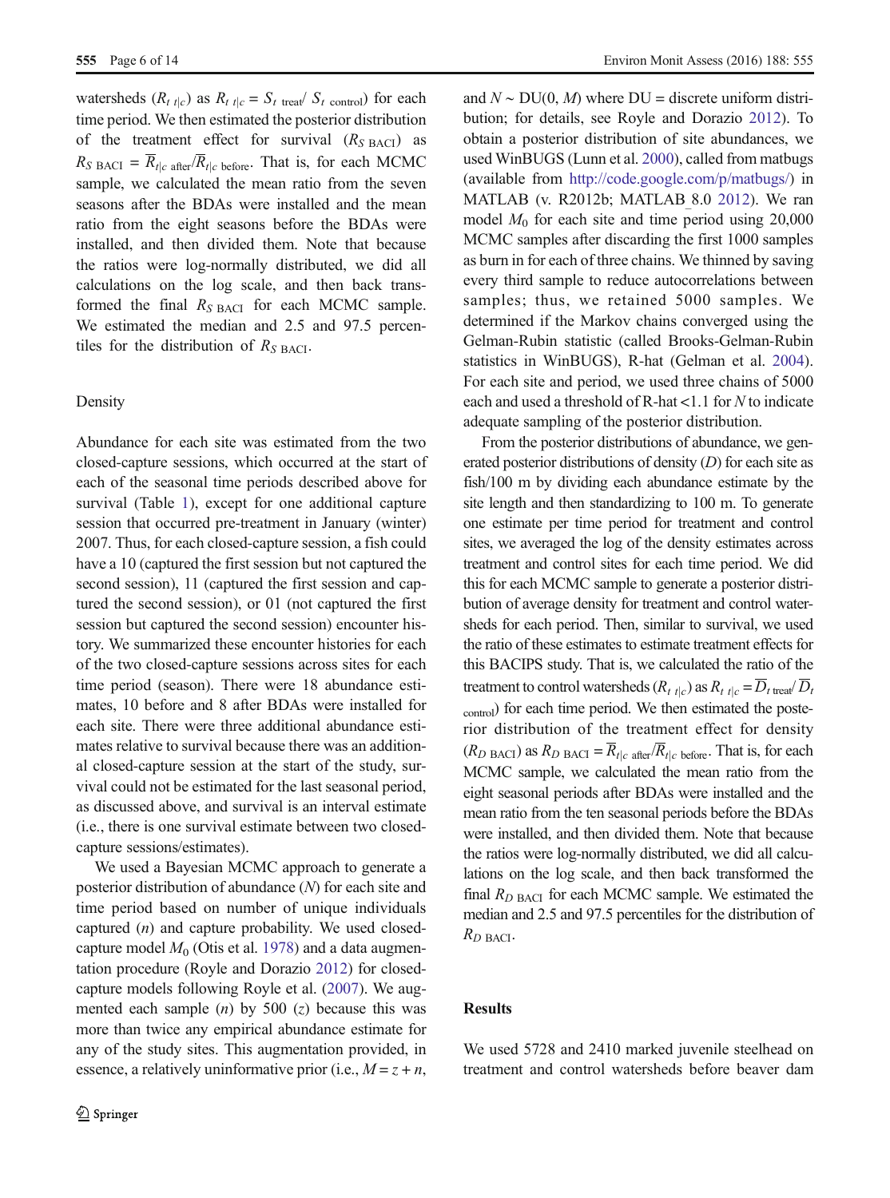watersheds ($R_{t\ t|c}$) as $R_{t\ t|c} = S_{t\ \text{treat}} / S_{t\ \text{control}}$) for each time period. We then estimated the posterior distribution of the treatment effect for survival ($R_{S\ \text{BACI}}$) as $R_{S\ \text{BACI}} = \overline{R}_{t|c\ \text{after}} / \overline{R}_{t|c\ \text{before}}$. That is, for each MCMC sample, we calculated the mean ratio from the seven seasons after the BDAs were installed and the mean ratio from the eight seasons before the BDAs were installed, and then divided them. Note that because the ratios were log-normally distributed, we did all calculations on the log scale, and then back transformed the final $R_{S\ \text{BACI}}$ for each MCMC sample. We estimated the median and 2.5 and 97.5 percentiles for the distribution of $R_{S\ \text{BACI}}$.

### Density

Abundance for each site was estimated from the two closed-capture sessions, which occurred at the start of each of the seasonal time periods described above for survival (Table 1), except for one additional capture session that occurred pre-treatment in January (winter) 2007. Thus, for each closed-capture session, a fish could have a 10 (captured the first session but not captured the second session), 11 (captured the first session and captured the second session), or 01 (not captured the first session but captured the second session) encounter history. We summarized these encounter histories for each of the two closed-capture sessions across sites for each time period (season). There were 18 abundance estimates, 10 before and 8 after BDAs were installed for each site. There were three additional abundance estimates relative to survival because there was an additional closed-capture session at the start of the study, survival could not be estimated for the last seasonal period, as discussed above, and survival is an interval estimate (i.e., there is one survival estimate between two closed-capture sessions/estimates).

We used a Bayesian MCMC approach to generate a posterior distribution of abundance ($N$) for each site and time period based on number of unique individuals captured ($n$) and capture probability. We used closed-capture model $M_0$ (Otis et al. 1978) and a data augmentation procedure (Royle and Dorazio 2012) for closed-capture models following Royle et al. (2007). We augmented each sample ($n$) by 500 ($z$) because this was more than twice any empirical abundance estimate for any of the study sites. This augmentation provided, in essence, a relatively uninformative prior (i.e., $M = z + n$, and $N \sim \text{DU}(0, M)$ where DU = discrete uniform distribution; for details, see Royle and Dorazio 2012). To obtain a posterior distribution of site abundances, we used WinBUGS (Lunn et al. 2000), called from matbugs (available from http://code.google.com/p/matbugs/) in MATLAB (v. R2012b; MATLAB_8.0 2012). We ran model $M_0$ for each site and time period using 20,000 MCMC samples after discarding the first 1000 samples as burn in for each of three chains. We thinned by saving every third sample to reduce autocorrelations between samples; thus, we retained 5000 samples. We determined if the Markov chains converged using the Gelman-Rubin statistic (called Brooks-Gelman-Rubin statistics in WinBUGS), R-hat (Gelman et al. 2004). For each site and period, we used three chains of 5000 each and used a threshold of R-hat <1.1 for $N$ to indicate adequate sampling of the posterior distribution.

From the posterior distributions of abundance, we generated posterior distributions of density ($D$) for each site as fish/100 m by dividing each abundance estimate by the site length and then standardizing to 100 m. To generate one estimate per time period for treatment and control sites, we averaged the log of the density estimates across treatment and control sites for each time period. We did this for each MCMC sample to generate a posterior distribution of average density for treatment and control watersheds for each period. Then, similar to survival, we used the ratio of these estimates to estimate treatment effects for this BACIPS study. That is, we calculated the ratio of the treatment to control watersheds ($R_{t\ t|c}$) as $R_{t\ t|c} = \overline{D}_{t\ \text{treat}} / \overline{D}_{t\ \text{control}}$) for each time period. We then estimated the posterior distribution of the treatment effect for density ($R_{D\ \text{BACI}}$) as $R_{D\ \text{BACI}} = \overline{R}_{t|c\ \text{after}} / \overline{R}_{t|c\ \text{before}}$. That is, for each MCMC sample, we calculated the mean ratio from the eight seasonal periods after BDAs were installed and the mean ratio from the ten seasonal periods before the BDAs were installed, and then divided them. Note that because the ratios were log-normally distributed, we did all calculations on the log scale, and then back transformed the final $R_{D\ \text{BACI}}$ for each MCMC sample. We estimated the median and 2.5 and 97.5 percentiles for the distribution of $R_{D\ \text{BACI}}$.

## Results

We used 5728 and 2410 marked juvenile steelhead on treatment and control watersheds before beaver dam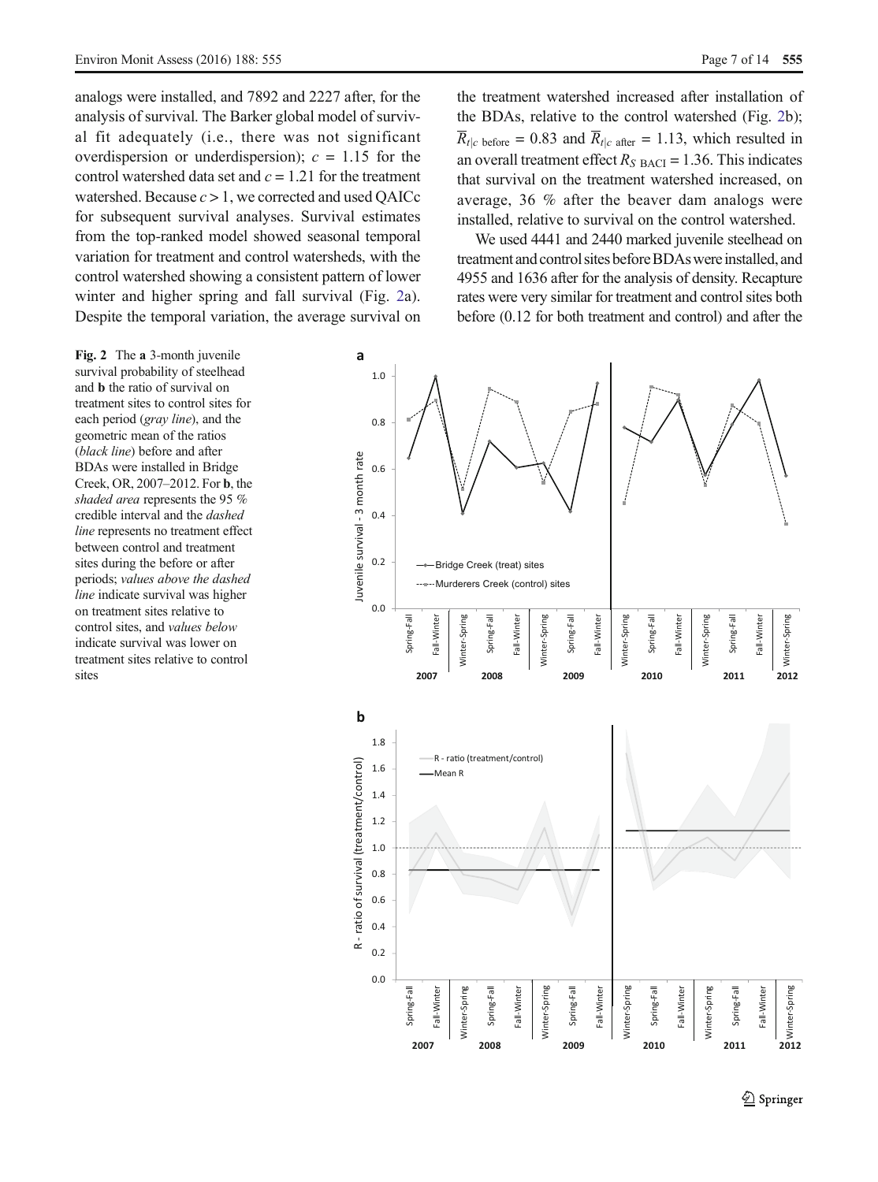analogs were installed, and 7892 and 2227 after, for the analysis of survival. The Barker global model of survival fit adequately (i.e., there was not significant overdispersion or underdispersion); $c = 1.15$ for the control watershed data set and $c = 1.21$ for the treatment watershed. Because $c > 1$, we corrected and used QAICc for subsequent survival analyses. Survival estimates from the top-ranked model showed seasonal temporal variation for treatment and control watersheds, with the control watershed showing a consistent pattern of lower winter and higher spring and fall survival (Fig. 2a). Despite the temporal variation, the average survival on the treatment watershed increased after installation of the BDAs, relative to the control watershed (Fig. 2b); $\overline{R}_{t|c\ \text{before}} = 0.83$ and $\overline{R}_{t|c\ \text{after}} = 1.13$, which resulted in an overall treatment effect $R_{S\ \text{BACI}} = 1.36$. This indicates that survival on the treatment watershed increased, on average, 36 % after the beaver dam analogs were installed, relative to survival on the control watershed.

We used 4441 and 2440 marked juvenile steelhead on treatment and control sites before BDAs were installed, and 4955 and 1636 after for the analysis of density. Recapture rates were very similar for treatment and control sites both before (0.12 for both treatment and control) and after the

**Fig. 2** The **a** 3-month juvenile survival probability of steelhead and **b** the ratio of survival on treatment sites to control sites for each period (*gray line*), and the geometric mean of the ratios (*black line*) before and after BDAs were installed in Bridge Creek, OR, 2007–2012. For **b**, the *shaded area* represents the 95 % credible interval and the *dashed line* represents no treatment effect between control and treatment sites during the before or after periods; *values above the dashed line* indicate survival was higher on treatment sites relative to control sites, and *values below* indicate survival was lower on treatment sites relative to control sites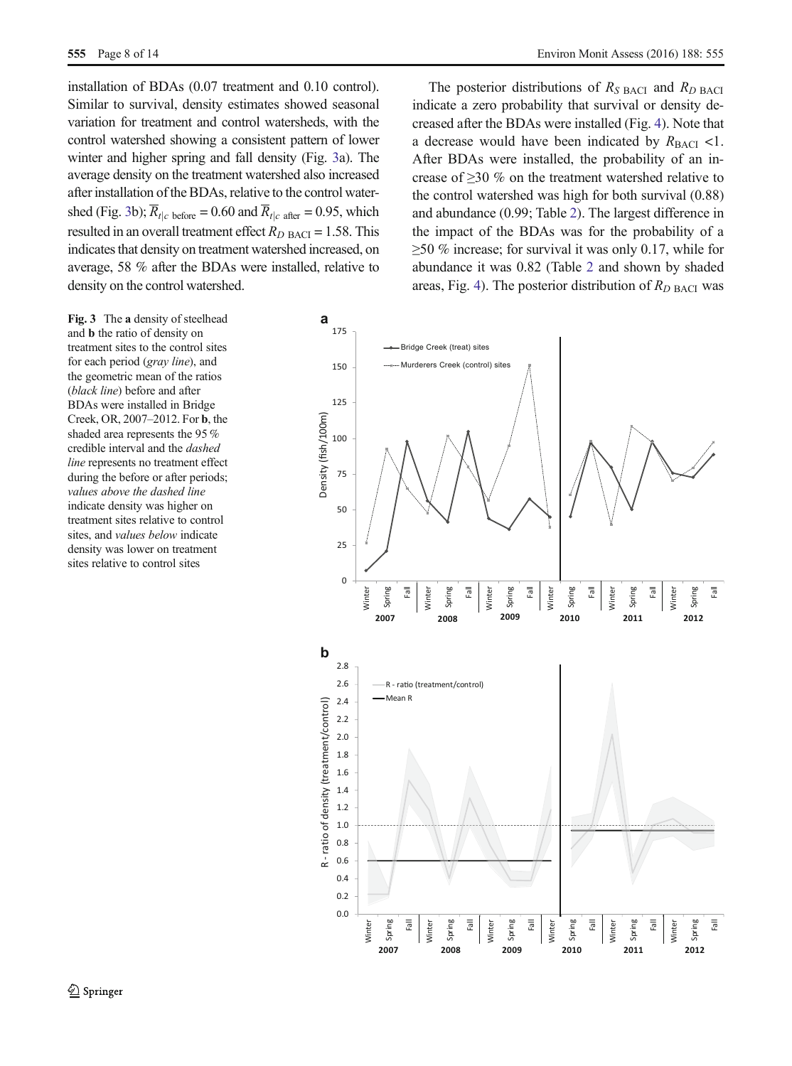installation of BDAs (0.07 treatment and 0.10 control). Similar to survival, density estimates showed seasonal variation for treatment and control watersheds, with the control watershed showing a consistent pattern of lower winter and higher spring and fall density (Fig. 3a). The average density on the treatment watershed also increased after installation of the BDAs, relative to the control watershed (Fig. 3b); $\overline{R}_{t|c \text{ before}} = 0.60$ and $\overline{R}_{t|c \text{ after}} = 0.95$, which resulted in an overall treatment effect $R_{D \text{ BACI}} = 1.58$. This indicates that density on treatment watershed increased, on average, 58 % after the BDAs were installed, relative to density on the control watershed.

The posterior distributions of $R_{S \text{ BACI}}$ and $R_{D \text{ BACI}}$ indicate a zero probability that survival or density decreased after the BDAs were installed (Fig. 4). Note that a decrease would have been indicated by $R_{\text{BACI}} < 1$. After BDAs were installed, the probability of an increase of ≥30 % on the treatment watershed relative to the control watershed was high for both survival (0.88) and abundance (0.99; Table 2). The largest difference in the impact of the BDAs was for the probability of a ≥50 % increase; for survival it was only 0.17, while for abundance it was 0.82 (Table 2 and shown by shaded areas, Fig. 4). The posterior distribution of $R_{D \text{ BACI}}$ was

**Fig. 3** The **a** density of steelhead and **b** the ratio of density on treatment sites to the control sites for each period (*gray line*), and the geometric mean of the ratios (*black line*) before and after BDAs were installed in Bridge Creek, OR, 2007–2012. For **b**, the shaded area represents the 95 % credible interval and the *dashed line* represents no treatment effect during the before or after periods; *values above the dashed line* indicate density was higher on treatment sites relative to control sites, and *values below* indicate density was lower on treatment sites relative to control sites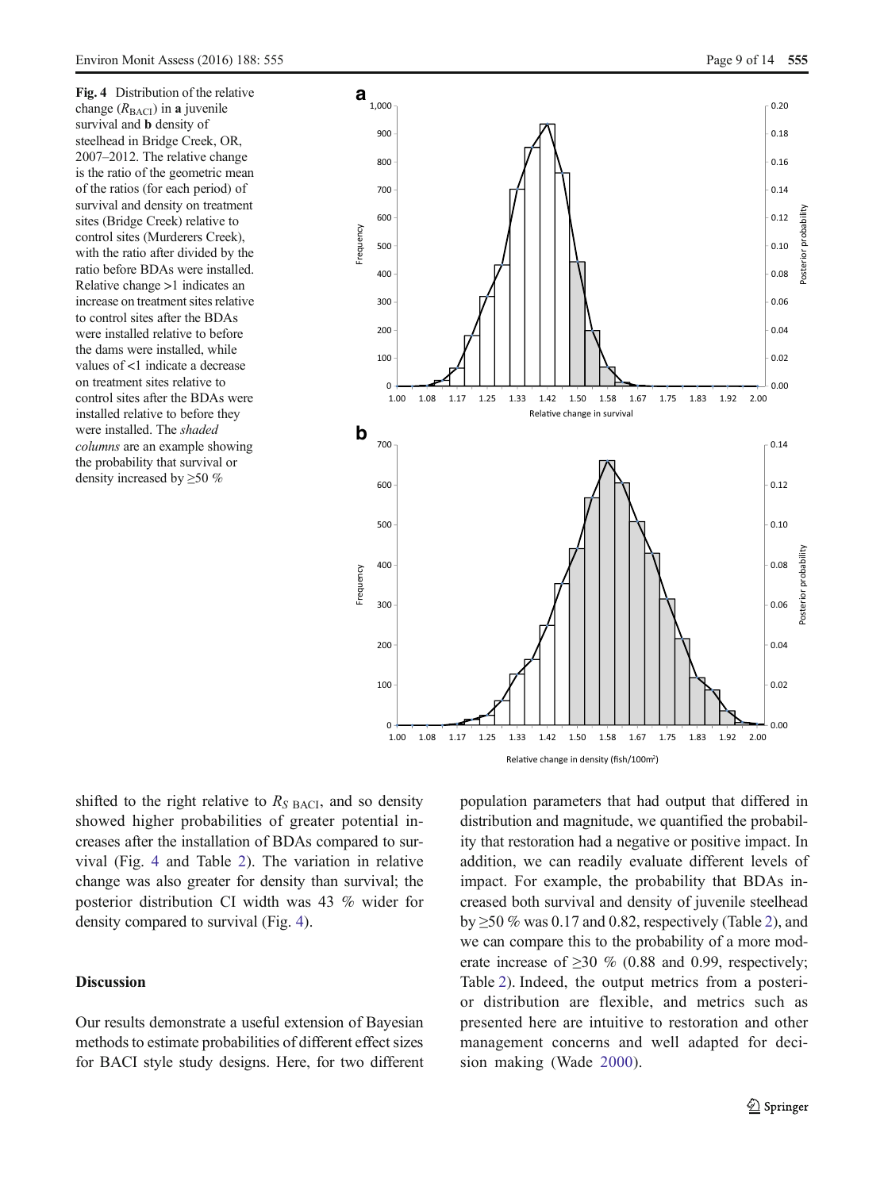**Fig. 4** Distribution of the relative change ($R_{BACI}$) in **a** juvenile survival and **b** density of steelhead in Bridge Creek, OR, 2007–2012. The relative change is the ratio of the geometric mean of the ratios (for each period) of survival and density on treatment sites (Bridge Creek) relative to control sites (Murderers Creek), with the ratio after divided by the ratio before BDAs were installed. Relative change >1 indicates an increase on treatment sites relative to control sites after the BDAs were installed relative to before the dams were installed, while values of <1 indicate a decrease on treatment sites relative to control sites after the BDAs were installed relative to before they were installed. The *shaded columns* are an example showing the probability that survival or density increased by ≥50 %

shifted to the right relative to $R_{S\ BACI}$, and so density showed higher probabilities of greater potential increases after the installation of BDAs compared to survival (Fig. 4 and Table 2). The variation in relative change was also greater for density than survival; the posterior distribution CI width was 43 % wider for density compared to survival (Fig. 4).

## Discussion

Our results demonstrate a useful extension of Bayesian methods to estimate probabilities of different effect sizes for BACI style study designs. Here, for two different population parameters that had output that differed in distribution and magnitude, we quantified the probability that restoration had a negative or positive impact. In addition, we can readily evaluate different levels of impact. For example, the probability that BDAs increased both survival and density of juvenile steelhead by ≥50 % was 0.17 and 0.82, respectively (Table 2), and we can compare this to the probability of a more moderate increase of ≥30 % (0.88 and 0.99, respectively; Table 2). Indeed, the output metrics from a posterior distribution are flexible, and metrics such as presented here are intuitive to restoration and other management concerns and well adapted for decision making (Wade 2000).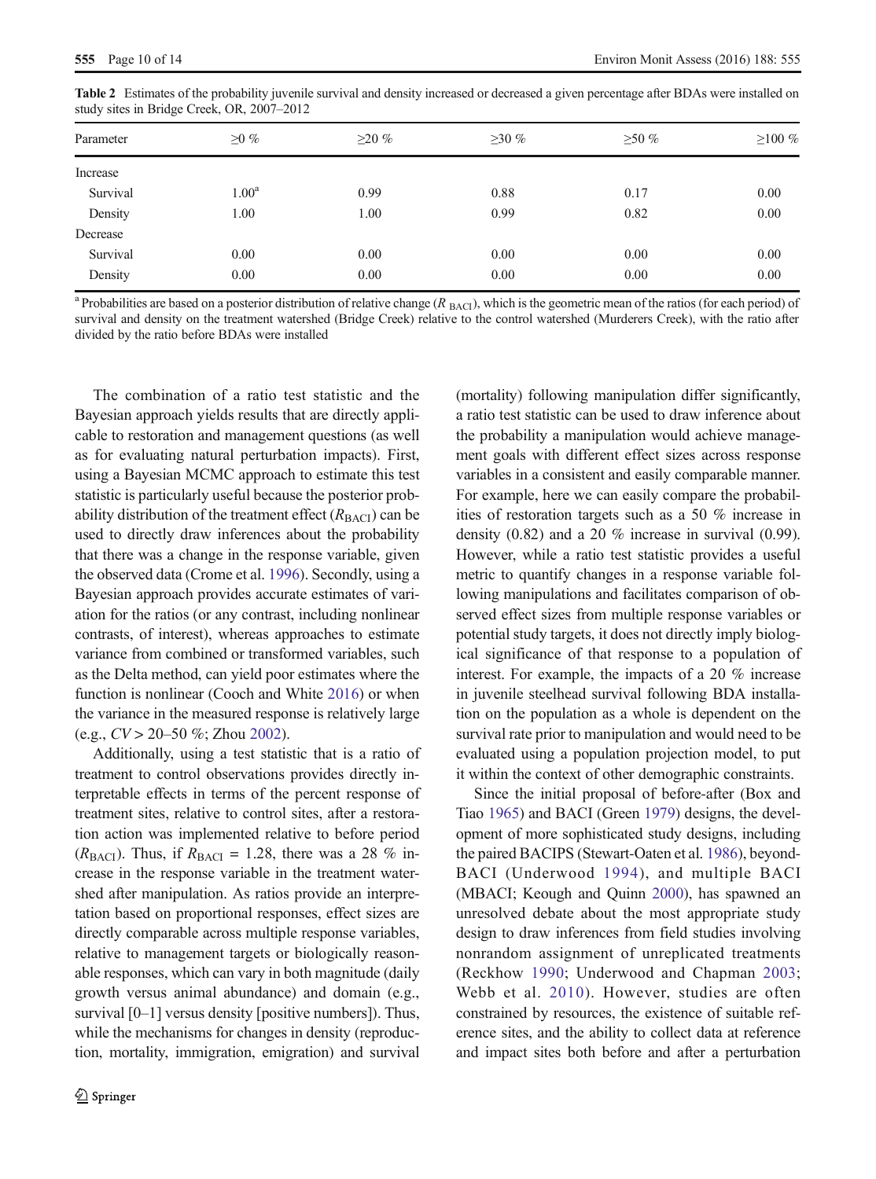**Table 2** Estimates of the probability juvenile survival and density increased or decreased a given percentage after BDAs were installed on study sites in Bridge Creek, OR, 2007–2012

| Parameter | ≥0 % | ≥20 % | ≥30 % | ≥50 % | ≥100 % |
|---|---|---|---|---|---|
| Increase | | | | | |
| Survival | 1.00[a] | 0.99 | 0.88 | 0.17 | 0.00 |
| Density | 1.00 | 1.00 | 0.99 | 0.82 | 0.00 |
| Decrease | | | | | |
| Survival | 0.00 | 0.00 | 0.00 | 0.00 | 0.00 |
| Density | 0.00 | 0.00 | 0.00 | 0.00 | 0.00 |

[a] Probabilities are based on a posterior distribution of relative change ($R_{\text{BACI}}$), which is the geometric mean of the ratios (for each period) of survival and density on the treatment watershed (Bridge Creek) relative to the control watershed (Murderers Creek), with the ratio after divided by the ratio before BDAs were installed

The combination of a ratio test statistic and the Bayesian approach yields results that are directly applicable to restoration and management questions (as well as for evaluating natural perturbation impacts). First, using a Bayesian MCMC approach to estimate this test statistic is particularly useful because the posterior probability distribution of the treatment effect ($R_{\text{BACI}}$) can be used to directly draw inferences about the probability that there was a change in the response variable, given the observed data (Crome et al. 1996). Secondly, using a Bayesian approach provides accurate estimates of variation for the ratios (or any contrast, including nonlinear contrasts, of interest), whereas approaches to estimate variance from combined or transformed variables, such as the Delta method, can yield poor estimates where the function is nonlinear (Cooch and White 2016) or when the variance in the measured response is relatively large (e.g., $CV > 20$–$50$ %; Zhou 2002).

Additionally, using a test statistic that is a ratio of treatment to control observations provides directly interpretable effects in terms of the percent response of treatment sites, relative to control sites, after a restoration action was implemented relative to before period ($R_{\text{BACI}}$). Thus, if $R_{\text{BACI}} = 1.28$, there was a 28 % increase in the response variable in the treatment watershed after manipulation. As ratios provide an interpretation based on proportional responses, effect sizes are directly comparable across multiple response variables, relative to management targets or biologically reasonable responses, which can vary in both magnitude (daily growth versus animal abundance) and domain (e.g., survival [0–1] versus density [positive numbers]). Thus, while the mechanisms for changes in density (reproduction, mortality, immigration, emigration) and survival (mortality) following manipulation differ significantly, a ratio test statistic can be used to draw inference about the probability a manipulation would achieve management goals with different effect sizes across response variables in a consistent and easily comparable manner. For example, here we can easily compare the probabilities of restoration targets such as a 50 % increase in density (0.82) and a 20 % increase in survival (0.99). However, while a ratio test statistic provides a useful metric to quantify changes in a response variable following manipulations and facilitates comparison of observed effect sizes from multiple response variables or potential study targets, it does not directly imply biological significance of that response to a population of interest. For example, the impacts of a 20 % increase in juvenile steelhead survival following BDA installation on the population as a whole is dependent on the survival rate prior to manipulation and would need to be evaluated using a population projection model, to put it within the context of other demographic constraints.

Since the initial proposal of before-after (Box and Tiao 1965) and BACI (Green 1979) designs, the development of more sophisticated study designs, including the paired BACIPS (Stewart-Oaten et al. 1986), beyond-BACI (Underwood 1994), and multiple BACI (MBACI; Keough and Quinn 2000), has spawned an unresolved debate about the most appropriate study design to draw inferences from field studies involving nonrandom assignment of unreplicated treatments (Reckhow 1990; Underwood and Chapman 2003; Webb et al. 2010). However, studies are often constrained by resources, the existence of suitable reference sites, and the ability to collect data at reference and impact sites both before and after a perturbation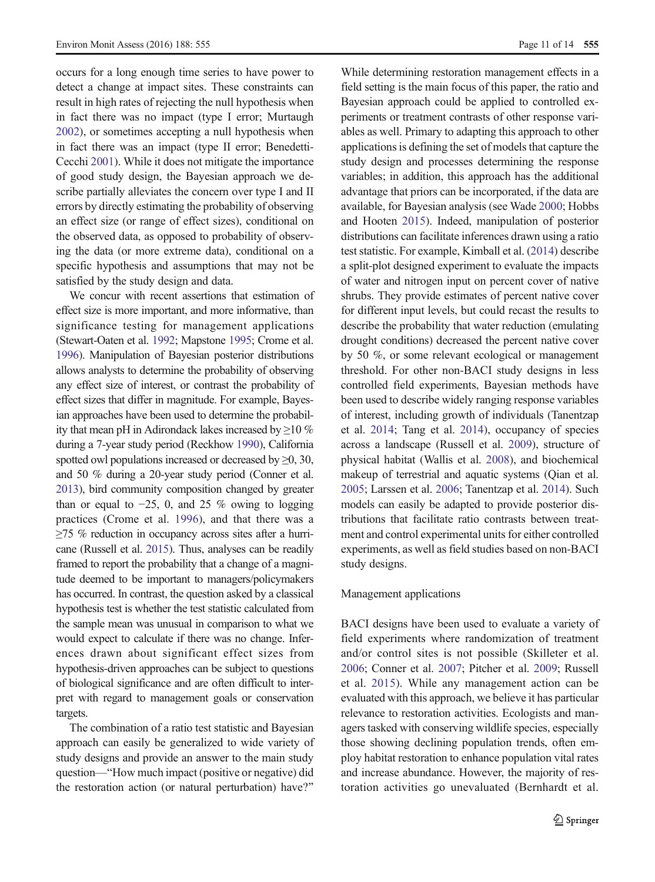occurs for a long enough time series to have power to detect a change at impact sites. These constraints can result in high rates of rejecting the null hypothesis when in fact there was no impact (type I error; Murtaugh 2002), or sometimes accepting a null hypothesis when in fact there was an impact (type II error; Benedetti-Cecchi 2001). While it does not mitigate the importance of good study design, the Bayesian approach we describe partially alleviates the concern over type I and II errors by directly estimating the probability of observing an effect size (or range of effect sizes), conditional on the observed data, as opposed to probability of observing the data (or more extreme data), conditional on a specific hypothesis and assumptions that may not be satisfied by the study design and data.

We concur with recent assertions that estimation of effect size is more important, and more informative, than significance testing for management applications (Stewart-Oaten et al. 1992; Mapstone 1995; Crome et al. 1996). Manipulation of Bayesian posterior distributions allows analysts to determine the probability of observing any effect size of interest, or contrast the probability of effect sizes that differ in magnitude. For example, Bayesian approaches have been used to determine the probability that mean pH in Adirondack lakes increased by ≥10 % during a 7-year study period (Reckhow 1990), California spotted owl populations increased or decreased by ≥0, 30, and 50 % during a 20-year study period (Conner et al. 2013), bird community composition changed by greater than or equal to −25, 0, and 25 % owing to logging practices (Crome et al. 1996), and that there was a ≥75 % reduction in occupancy across sites after a hurricane (Russell et al. 2015). Thus, analyses can be readily framed to report the probability that a change of a magnitude deemed to be important to managers/policymakers has occurred. In contrast, the question asked by a classical hypothesis test is whether the test statistic calculated from the sample mean was unusual in comparison to what we would expect to calculate if there was no change. Inferences drawn about significant effect sizes from hypothesis-driven approaches can be subject to questions of biological significance and are often difficult to interpret with regard to management goals or conservation targets.

The combination of a ratio test statistic and Bayesian approach can easily be generalized to wide variety of study designs and provide an answer to the main study question—"How much impact (positive or negative) did the restoration action (or natural perturbation) have?" While determining restoration management effects in a field setting is the main focus of this paper, the ratio and Bayesian approach could be applied to controlled experiments or treatment contrasts of other response variables as well. Primary to adapting this approach to other applications is defining the set of models that capture the study design and processes determining the response variables; in addition, this approach has the additional advantage that priors can be incorporated, if the data are available, for Bayesian analysis (see Wade 2000; Hobbs and Hooten 2015). Indeed, manipulation of posterior distributions can facilitate inferences drawn using a ratio test statistic. For example, Kimball et al. (2014) describe a split-plot designed experiment to evaluate the impacts of water and nitrogen input on percent cover of native shrubs. They provide estimates of percent native cover for different input levels, but could recast the results to describe the probability that water reduction (emulating drought conditions) decreased the percent native cover by 50 %, or some relevant ecological or management threshold. For other non-BACI study designs in less controlled field experiments, Bayesian methods have been used to describe widely ranging response variables of interest, including growth of individuals (Tanentzap et al. 2014; Tang et al. 2014), occupancy of species across a landscape (Russell et al. 2009), structure of physical habitat (Wallis et al. 2008), and biochemical makeup of terrestrial and aquatic systems (Qian et al. 2005; Larssen et al. 2006; Tanentzap et al. 2014). Such models can easily be adapted to provide posterior distributions that facilitate ratio contrasts between treatment and control experimental units for either controlled experiments, as well as field studies based on non-BACI study designs.

## Management applications

BACI designs have been used to evaluate a variety of field experiments where randomization of treatment and/or control sites is not possible (Skilleter et al. 2006; Conner et al. 2007; Pitcher et al. 2009; Russell et al. 2015). While any management action can be evaluated with this approach, we believe it has particular relevance to restoration activities. Ecologists and managers tasked with conserving wildlife species, especially those showing declining population trends, often employ habitat restoration to enhance population vital rates and increase abundance. However, the majority of restoration activities go unevaluated (Bernhardt et al.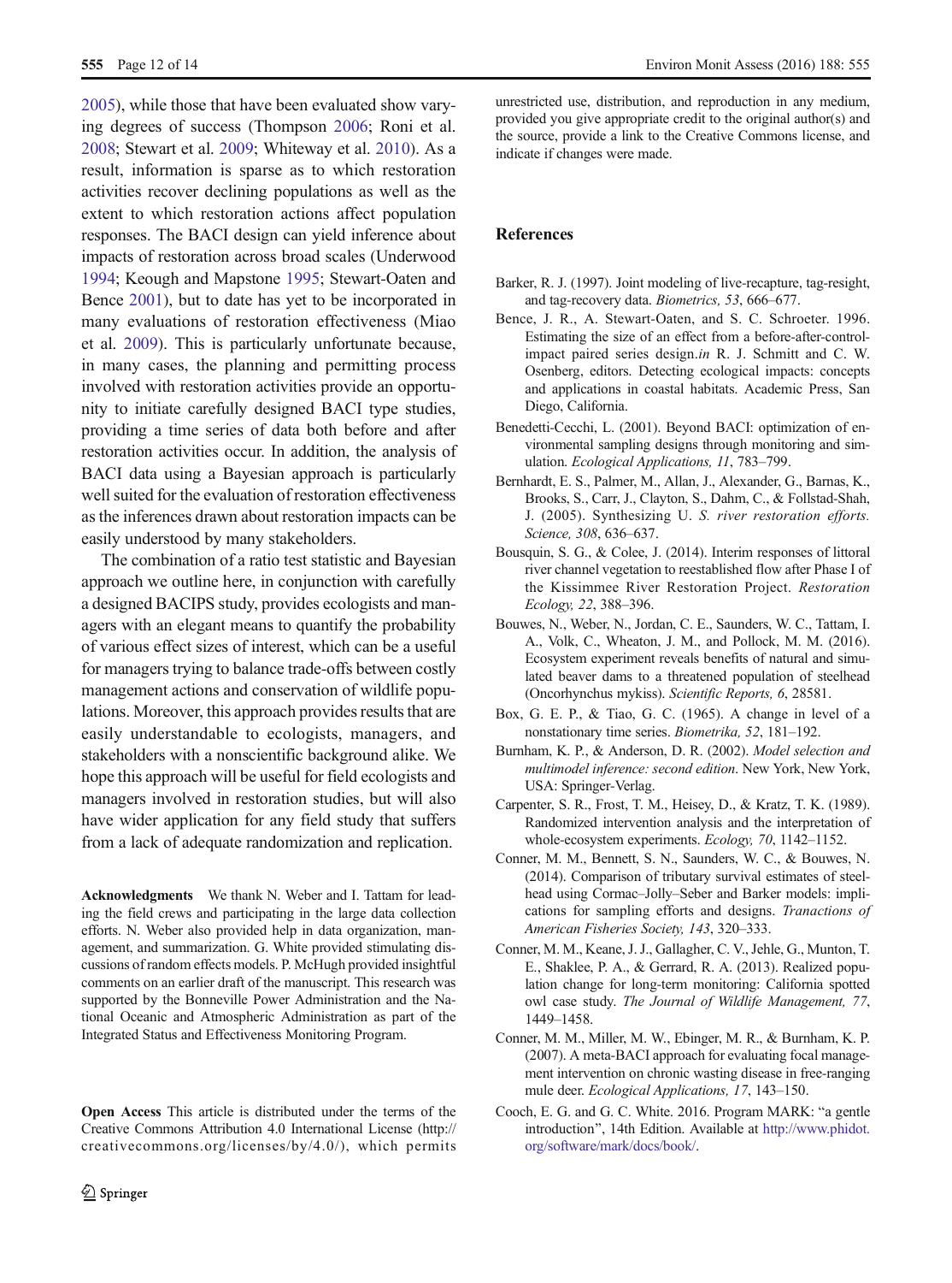2005), while those that have been evaluated show varying degrees of success (Thompson 2006; Roni et al. 2008; Stewart et al. 2009; Whiteway et al. 2010). As a result, information is sparse as to which restoration activities recover declining populations as well as the extent to which restoration actions affect population responses. The BACI design can yield inference about impacts of restoration across broad scales (Underwood 1994; Keough and Mapstone 1995; Stewart-Oaten and Bence 2001), but to date has yet to be incorporated in many evaluations of restoration effectiveness (Miao et al. 2009). This is particularly unfortunate because, in many cases, the planning and permitting process involved with restoration activities provide an opportunity to initiate carefully designed BACI type studies, providing a time series of data both before and after restoration activities occur. In addition, the analysis of BACI data using a Bayesian approach is particularly well suited for the evaluation of restoration effectiveness as the inferences drawn about restoration impacts can be easily understood by many stakeholders.

The combination of a ratio test statistic and Bayesian approach we outline here, in conjunction with carefully a designed BACIPS study, provides ecologists and managers with an elegant means to quantify the probability of various effect sizes of interest, which can be a useful for managers trying to balance trade-offs between costly management actions and conservation of wildlife populations. Moreover, this approach provides results that are easily understandable to ecologists, managers, and stakeholders with a nonscientific background alike. We hope this approach will be useful for field ecologists and managers involved in restoration studies, but will also have wider application for any field study that suffers from a lack of adequate randomization and replication.

**Acknowledgments** We thank N. Weber and I. Tattam for leading the field crews and participating in the large data collection efforts. N. Weber also provided help in data organization, management, and summarization. G. White provided stimulating discussions of random effects models. P. McHugh provided insightful comments on an earlier draft of the manuscript. This research was supported by the Bonneville Power Administration and the National Oceanic and Atmospheric Administration as part of the Integrated Status and Effectiveness Monitoring Program.

**Open Access** This article is distributed under the terms of the Creative Commons Attribution 4.0 International License (http://creativecommons.org/licenses/by/4.0/), which permits unrestricted use, distribution, and reproduction in any medium, provided you give appropriate credit to the original author(s) and the source, provide a link to the Creative Commons license, and indicate if changes were made.

## References

Barker, R. J. (1997). Joint modeling of live-recapture, tag-resight, and tag-recovery data. *Biometrics, 53*, 666–677.

Bence, J. R., A. Stewart-Oaten, and S. C. Schroeter. 1996. Estimating the size of an effect from a before-after-control-impact paired series design.*in* R. J. Schmitt and C. W. Osenberg, editors. Detecting ecological impacts: concepts and applications in coastal habitats. Academic Press, San Diego, California.

Benedetti-Cecchi, L. (2001). Beyond BACI: optimization of environmental sampling designs through monitoring and simulation. *Ecological Applications, 11*, 783–799.

Bernhardt, E. S., Palmer, M., Allan, J., Alexander, G., Barnas, K., Brooks, S., Carr, J., Clayton, S., Dahm, C., & Follstad-Shah, J. (2005). Synthesizing U. *S. river restoration efforts. Science, 308*, 636–637.

Bousquin, S. G., & Colee, J. (2014). Interim responses of littoral river channel vegetation to reestablished flow after Phase I of the Kissimmee River Restoration Project. *Restoration Ecology, 22*, 388–396.

Bouwes, N., Weber, N., Jordan, C. E., Saunders, W. C., Tattam, I. A., Volk, C., Wheaton, J. M., and Pollock, M. M. (2016). Ecosystem experiment reveals benefits of natural and simulated beaver dams to a threatened population of steelhead (Oncorhynchus mykiss). *Scientific Reports, 6*, 28581.

Box, G. E. P., & Tiao, G. C. (1965). A change in level of a nonstationary time series. *Biometrika, 52*, 181–192.

Burnham, K. P., & Anderson, D. R. (2002). *Model selection and multimodel inference: second edition*. New York, New York, USA: Springer-Verlag.

Carpenter, S. R., Frost, T. M., Heisey, D., & Kratz, T. K. (1989). Randomized intervention analysis and the interpretation of whole-ecosystem experiments. *Ecology, 70*, 1142–1152.

Conner, M. M., Bennett, S. N., Saunders, W. C., & Bouwes, N. (2014). Comparison of tributary survival estimates of steelhead using Cormac–Jolly–Seber and Barker models: implications for sampling efforts and designs. *Tranactions of American Fisheries Society, 143*, 320–333.

Conner, M. M., Keane, J. J., Gallagher, C. V., Jehle, G., Munton, T. E., Shaklee, P. A., & Gerrard, R. A. (2013). Realized population change for long-term monitoring: California spotted owl case study. *The Journal of Wildlife Management, 77*, 1449–1458.

Conner, M. M., Miller, M. W., Ebinger, M. R., & Burnham, K. P. (2007). A meta-BACI approach for evaluating focal management intervention on chronic wasting disease in free-ranging mule deer. *Ecological Applications, 17*, 143–150.

Cooch, E. G. and G. C. White. 2016. Program MARK: "a gentle introduction", 14th Edition. Available at http://www.phidot.org/software/mark/docs/book/.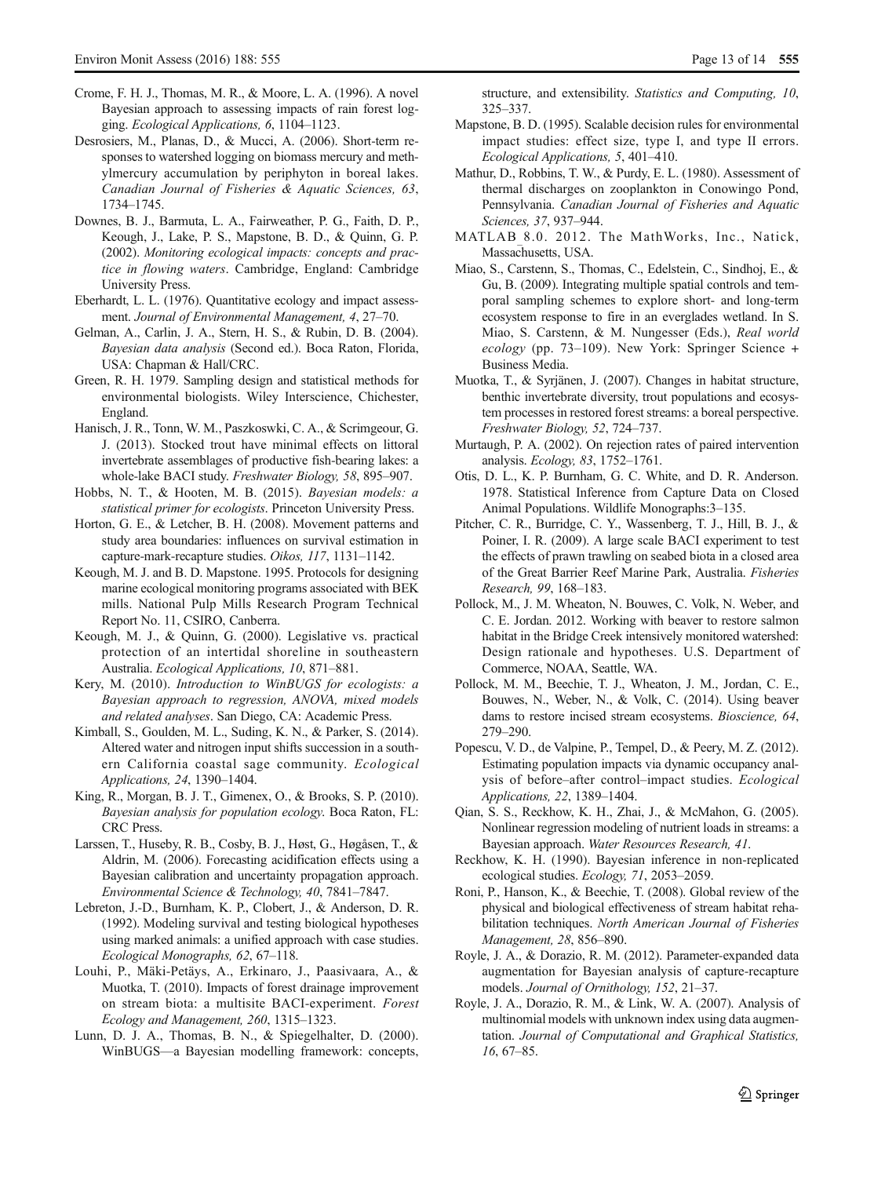Crome, F. H. J., Thomas, M. R., & Moore, L. A. (1996). A novel Bayesian approach to assessing impacts of rain forest logging. *Ecological Applications, 6*, 1104–1123.

Desrosiers, M., Planas, D., & Mucci, A. (2006). Short-term responses to watershed logging on biomass mercury and methylmercury accumulation by periphyton in boreal lakes. *Canadian Journal of Fisheries & Aquatic Sciences, 63*, 1734–1745.

Downes, B. J., Barmuta, L. A., Fairweather, P. G., Faith, D. P., Keough, J., Lake, P. S., Mapstone, B. D., & Quinn, G. P. (2002). *Monitoring ecological impacts: concepts and practice in flowing waters*. Cambridge, England: Cambridge University Press.

Eberhardt, L. L. (1976). Quantitative ecology and impact assessment. *Journal of Environmental Management, 4*, 27–70.

Gelman, A., Carlin, J. A., Stern, H. S., & Rubin, D. B. (2004). *Bayesian data analysis* (Second ed.). Boca Raton, Florida, USA: Chapman & Hall/CRC.

Green, R. H. 1979. Sampling design and statistical methods for environmental biologists. Wiley Interscience, Chichester, England.

Hanisch, J. R., Tonn, W. M., Paszkoswki, C. A., & Scrimgeour, G. J. (2013). Stocked trout have minimal effects on littoral invertebrate assemblages of productive fish-bearing lakes: a whole-lake BACI study. *Freshwater Biology, 58*, 895–907.

Hobbs, N. T., & Hooten, M. B. (2015). *Bayesian models: a statistical primer for ecologists*. Princeton University Press.

Horton, G. E., & Letcher, B. H. (2008). Movement patterns and study area boundaries: influences on survival estimation in capture-mark-recapture studies. *Oikos, 117*, 1131–1142.

Keough, M. J. and B. D. Mapstone. 1995. Protocols for designing marine ecological monitoring programs associated with BEK mills. National Pulp Mills Research Program Technical Report No. 11, CSIRO, Canberra.

Keough, M. J., & Quinn, G. (2000). Legislative vs. practical protection of an intertidal shoreline in southeastern Australia. *Ecological Applications, 10*, 871–881.

Kery, M. (2010). *Introduction to WinBUGS for ecologists: a Bayesian approach to regression, ANOVA, mixed models and related analyses*. San Diego, CA: Academic Press.

Kimball, S., Goulden, M. L., Suding, K. N., & Parker, S. (2014). Altered water and nitrogen input shifts succession in a southern California coastal sage community. *Ecological Applications, 24*, 1390–1404.

King, R., Morgan, B. J. T., Gimenex, O., & Brooks, S. P. (2010). *Bayesian analysis for population ecology*. Boca Raton, FL: CRC Press.

Larssen, T., Huseby, R. B., Cosby, B. J., Høst, G., Høgåsen, T., & Aldrin, M. (2006). Forecasting acidification effects using a Bayesian calibration and uncertainty propagation approach. *Environmental Science & Technology, 40*, 7841–7847.

Lebreton, J.-D., Burnham, K. P., Clobert, J., & Anderson, D. R. (1992). Modeling survival and testing biological hypotheses using marked animals: a unified approach with case studies. *Ecological Monographs, 62*, 67–118.

Louhi, P., Mäki-Petäys, A., Erkinaro, J., Paasivaara, A., & Muotka, T. (2010). Impacts of forest drainage improvement on stream biota: a multisite BACI-experiment. *Forest Ecology and Management, 260*, 1315–1323.

Lunn, D. J. A., Thomas, B. N., & Spiegelhalter, D. (2000). WinBUGS—a Bayesian modelling framework: concepts, structure, and extensibility. *Statistics and Computing, 10*, 325–337.

Mapstone, B. D. (1995). Scalable decision rules for environmental impact studies: effect size, type I, and type II errors. *Ecological Applications, 5*, 401–410.

Mathur, D., Robbins, T. W., & Purdy, E. L. (1980). Assessment of thermal discharges on zooplankton in Conowingo Pond, Pennsylvania. *Canadian Journal of Fisheries and Aquatic Sciences, 37*, 937–944.

MATLAB 8.0. 2012. The MathWorks, Inc., Natick, Massachusetts, USA.

Miao, S., Carstenn, S., Thomas, C., Edelstein, C., Sindhoj, E., & Gu, B. (2009). Integrating multiple spatial controls and temporal sampling schemes to explore short- and long-term ecosystem response to fire in an everglades wetland. In S. Miao, S. Carstenn, & M. Nungesser (Eds.), *Real world ecology* (pp. 73–109). New York: Springer Science + Business Media.

Muotka, T., & Syrjänen, J. (2007). Changes in habitat structure, benthic invertebrate diversity, trout populations and ecosystem processes in restored forest streams: a boreal perspective. *Freshwater Biology, 52*, 724–737.

Murtaugh, P. A. (2002). On rejection rates of paired intervention analysis. *Ecology, 83*, 1752–1761.

Otis, D. L., K. P. Burnham, G. C. White, and D. R. Anderson. 1978. Statistical Inference from Capture Data on Closed Animal Populations. Wildlife Monographs:3–135.

Pitcher, C. R., Burridge, C. Y., Wassenberg, T. J., Hill, B. J., & Poiner, I. R. (2009). A large scale BACI experiment to test the effects of prawn trawling on seabed biota in a closed area of the Great Barrier Reef Marine Park, Australia. *Fisheries Research, 99*, 168–183.

Pollock, M., J. M. Wheaton, N. Bouwes, C. Volk, N. Weber, and C. E. Jordan. 2012. Working with beaver to restore salmon habitat in the Bridge Creek intensively monitored watershed: Design rationale and hypotheses. U.S. Department of Commerce, NOAA, Seattle, WA.

Pollock, M. M., Beechie, T. J., Wheaton, J. M., Jordan, C. E., Bouwes, N., Weber, N., & Volk, C. (2014). Using beaver dams to restore incised stream ecosystems. *Bioscience, 64*, 279–290.

Popescu, V. D., de Valpine, P., Tempel, D., & Peery, M. Z. (2012). Estimating population impacts via dynamic occupancy analysis of before–after control–impact studies. *Ecological Applications, 22*, 1389–1404.

Qian, S. S., Reckhow, K. H., Zhai, J., & McMahon, G. (2005). Nonlinear regression modeling of nutrient loads in streams: a Bayesian approach. *Water Resources Research, 41*.

Reckhow, K. H. (1990). Bayesian inference in non-replicated ecological studies. *Ecology, 71*, 2053–2059.

Roni, P., Hanson, K., & Beechie, T. (2008). Global review of the physical and biological effectiveness of stream habitat rehabilitation techniques. *North American Journal of Fisheries Management, 28*, 856–890.

Royle, J. A., & Dorazio, R. M. (2012). Parameter-expanded data augmentation for Bayesian analysis of capture-recapture models. *Journal of Ornithology, 152*, 21–37.

Royle, J. A., Dorazio, R. M., & Link, W. A. (2007). Analysis of multinomial models with unknown index using data augmentation. *Journal of Computational and Graphical Statistics, 16*, 67–85.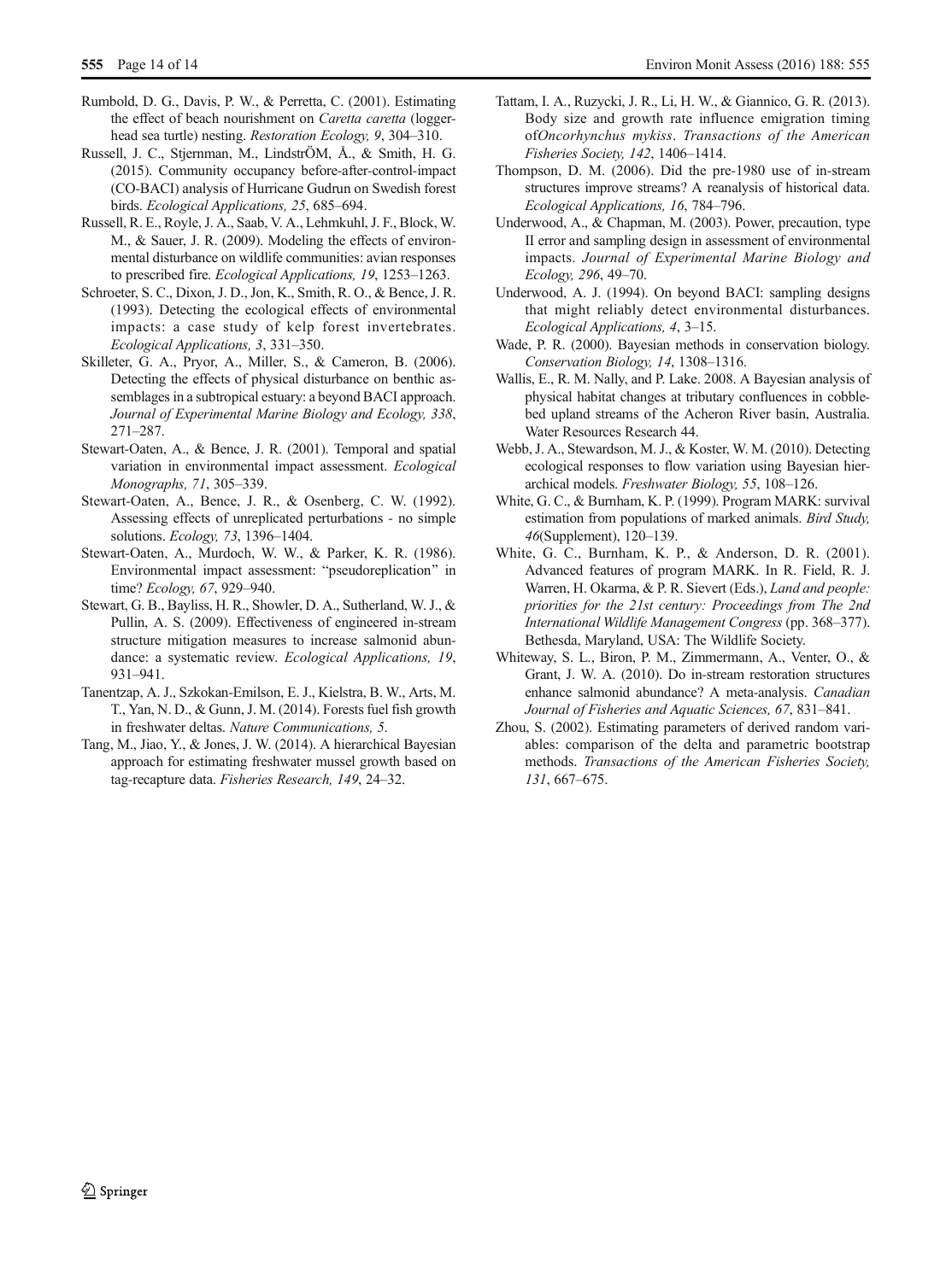Rumbold, D. G., Davis, P. W., & Perretta, C. (2001). Estimating the effect of beach nourishment on *Caretta caretta* (loggerhead sea turtle) nesting. *Restoration Ecology, 9*, 304–310.

Russell, J. C., Stjernman, M., LindstrÖM, Å., & Smith, H. G. (2015). Community occupancy before-after-control-impact (CO-BACI) analysis of Hurricane Gudrun on Swedish forest birds. *Ecological Applications, 25*, 685–694.

Russell, R. E., Royle, J. A., Saab, V. A., Lehmkuhl, J. F., Block, W. M., & Sauer, J. R. (2009). Modeling the effects of environmental disturbance on wildlife communities: avian responses to prescribed fire. *Ecological Applications, 19*, 1253–1263.

Schroeter, S. C., Dixon, J. D., Jon, K., Smith, R. O., & Bence, J. R. (1993). Detecting the ecological effects of environmental impacts: a case study of kelp forest invertebrates. *Ecological Applications, 3*, 331–350.

Skilleter, G. A., Pryor, A., Miller, S., & Cameron, B. (2006). Detecting the effects of physical disturbance on benthic assemblages in a subtropical estuary: a beyond BACI approach. *Journal of Experimental Marine Biology and Ecology, 338*, 271–287.

Stewart-Oaten, A., & Bence, J. R. (2001). Temporal and spatial variation in environmental impact assessment. *Ecological Monographs, 71*, 305–339.

Stewart-Oaten, A., Bence, J. R., & Osenberg, C. W. (1992). Assessing effects of unreplicated perturbations - no simple solutions. *Ecology, 73*, 1396–1404.

Stewart-Oaten, A., Murdoch, W. W., & Parker, K. R. (1986). Environmental impact assessment: "pseudoreplication" in time? *Ecology, 67*, 929–940.

Stewart, G. B., Bayliss, H. R., Showler, D. A., Sutherland, W. J., & Pullin, A. S. (2009). Effectiveness of engineered in-stream structure mitigation measures to increase salmonid abundance: a systematic review. *Ecological Applications, 19*, 931–941.

Tanentzap, A. J., Szkokan-Emilson, E. J., Kielstra, B. W., Arts, M. T., Yan, N. D., & Gunn, J. M. (2014). Forests fuel fish growth in freshwater deltas. *Nature Communications, 5*.

Tang, M., Jiao, Y., & Jones, J. W. (2014). A hierarchical Bayesian approach for estimating freshwater mussel growth based on tag-recapture data. *Fisheries Research, 149*, 24–32.

Tattam, I. A., Ruzycki, J. R., Li, H. W., & Giannico, G. R. (2013). Body size and growth rate influence emigration timing of*Oncorhynchus mykiss*. *Transactions of the American Fisheries Society, 142*, 1406–1414.

Thompson, D. M. (2006). Did the pre-1980 use of in-stream structures improve streams? A reanalysis of historical data. *Ecological Applications, 16*, 784–796.

Underwood, A., & Chapman, M. (2003). Power, precaution, type II error and sampling design in assessment of environmental impacts. *Journal of Experimental Marine Biology and Ecology, 296*, 49–70.

Underwood, A. J. (1994). On beyond BACI: sampling designs that might reliably detect environmental disturbances. *Ecological Applications, 4*, 3–15.

Wade, P. R. (2000). Bayesian methods in conservation biology. *Conservation Biology, 14*, 1308–1316.

Wallis, E., R. M. Nally, and P. Lake. 2008. A Bayesian analysis of physical habitat changes at tributary confluences in cobble-bed upland streams of the Acheron River basin, Australia. Water Resources Research 44.

Webb, J. A., Stewardson, M. J., & Koster, W. M. (2010). Detecting ecological responses to flow variation using Bayesian hierarchical models. *Freshwater Biology, 55*, 108–126.

White, G. C., & Burnham, K. P. (1999). Program MARK: survival estimation from populations of marked animals. *Bird Study, 46*(Supplement), 120–139.

White, G. C., Burnham, K. P., & Anderson, D. R. (2001). Advanced features of program MARK. In R. Field, R. J. Warren, H. Okarma, & P. R. Sievert (Eds.), *Land and people: priorities for the 21st century: Proceedings from The 2nd International Wildlife Management Congress* (pp. 368–377). Bethesda, Maryland, USA: The Wildlife Society.

Whiteway, S. L., Biron, P. M., Zimmermann, A., Venter, O., & Grant, J. W. A. (2010). Do in-stream restoration structures enhance salmonid abundance? A meta-analysis. *Canadian Journal of Fisheries and Aquatic Sciences, 67*, 831–841.

Zhou, S. (2002). Estimating parameters of derived random variables: comparison of the delta and parametric bootstrap methods. *Transactions of the American Fisheries Society, 131*, 667–675.